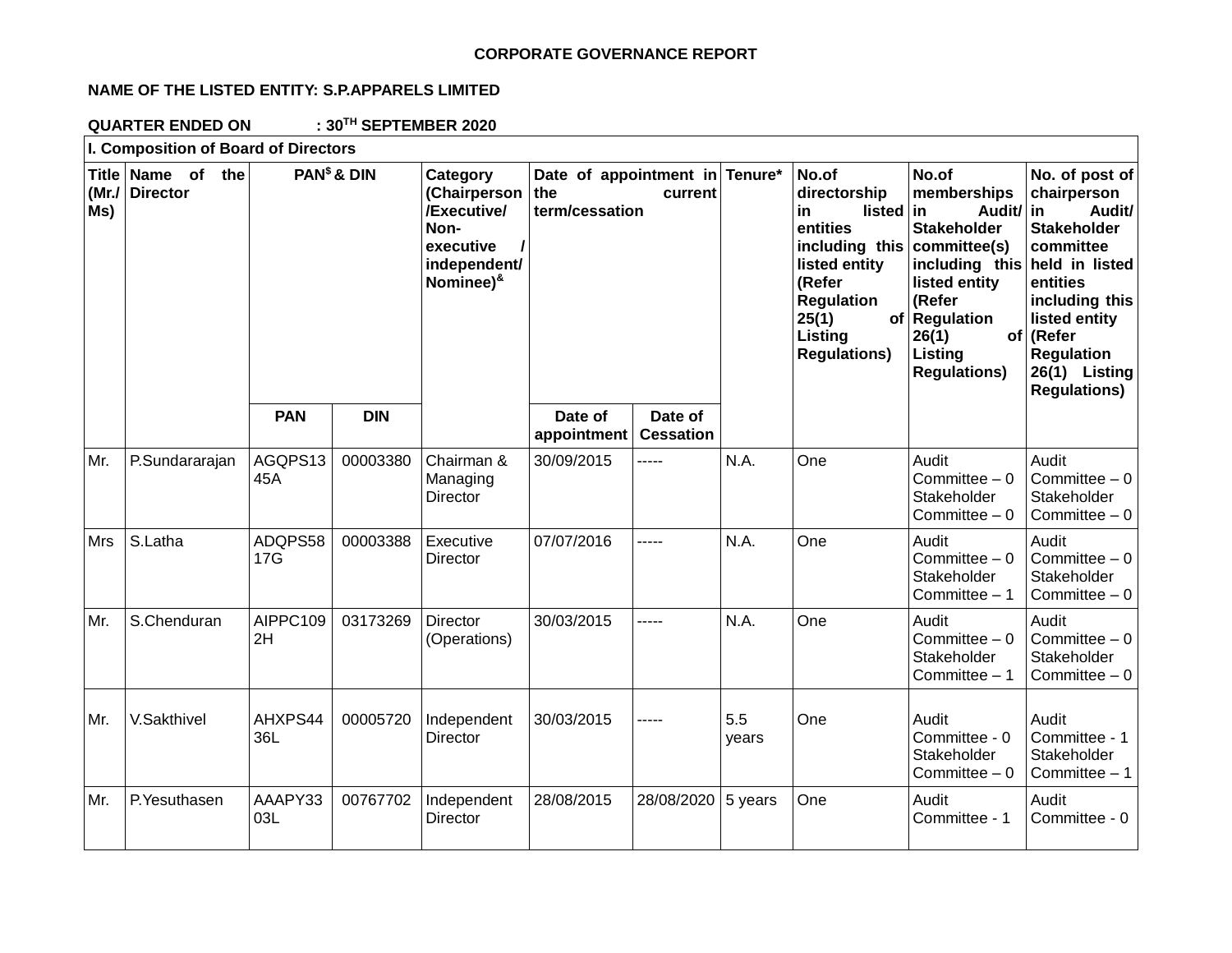# CORPORATE GOVERNANCE REPORT

**NAME OF THE LISTED ENTITY: S.P.APPARELS LIMITED**

**QUARTER ENDED ON : 30TH SEPTEMBER 2020**

**I. Composition of Board of Directors**

| Title (Mr./ Ms) | Name of the Director | PAN[$] & DIN | | Category (Chairperson /Executive/ Non-executive / independent/ Nominee)[&] | Date of appointment in the current term/cessation | | Tenure* | No.of directorship in listed entities including this listed entity (Refer Regulation 25(1) of Listing Regulations) | No.of memberships in Audit/ Stakeholder committee(s) including this listed entity (Refer Regulation 26(1) of Listing Regulations) | No. of post of chairperson in Audit/ Stakeholder committee held in listed entities including this listed entity (Refer Regulation 26(1) Listing Regulations) |
|---|---|---|---|---|---|---|---|---|---|---|
| | | PAN | DIN | | Date of appointment | Date of Cessation | | | | |
| Mr. | P.Sundararajan | AGQPS1345A | 00003380 | Chairman & Managing Director | 30/09/2015 | ----- | N.A. | One | Audit Committee – 0 Stakeholder Committee – 0 | Audit Committee – 0 Stakeholder Committee – 0 |
| Mrs | S.Latha | ADQPS5817G | 00003388 | Executive Director | 07/07/2016 | ----- | N.A. | One | Audit Committee – 0 Stakeholder Committee – 1 | Audit Committee – 0 Stakeholder Committee – 0 |
| Mr. | S.Chenduran | AIPPC1092H | 03173269 | Director (Operations) | 30/03/2015 | ----- | N.A. | One | Audit Committee – 0 Stakeholder Committee – 1 | Audit Committee – 0 Stakeholder Committee – 0 |
| Mr. | V.Sakthivel | AHXPS4436L | 00005720 | Independent Director | 30/03/2015 | ----- | 5.5 years | One | Audit Committee - 0 Stakeholder Committee – 0 | Audit Committee - 1 Stakeholder Committee – 1 |
| Mr. | P.Yesuthasen | AAAPY3303L | 00767702 | Independent Director | 28/08/2015 | 28/08/2020 | 5 years | One | Audit Committee - 1 | Audit Committee - 0 |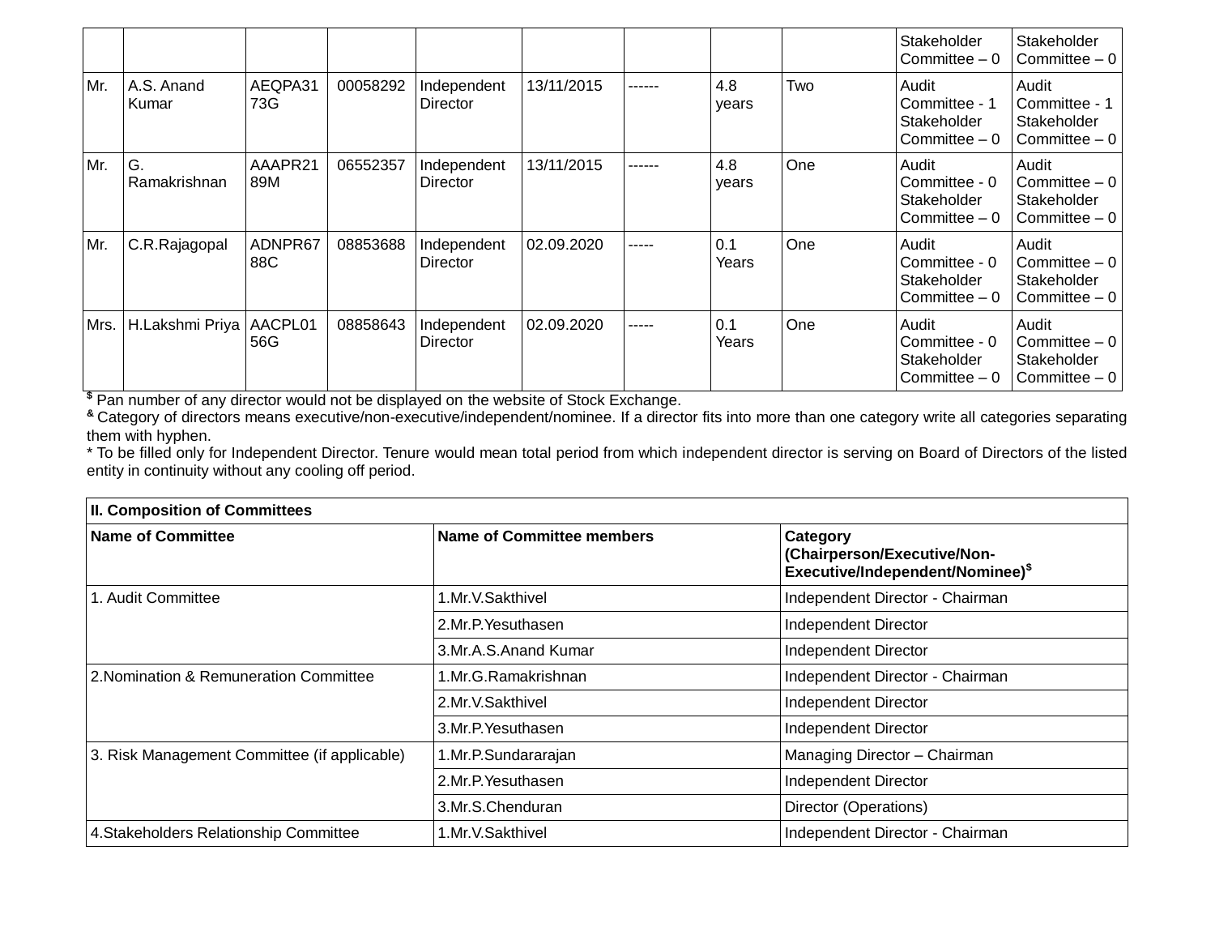| | | | | | | | | | | |
|---|---|---|---|---|---|---|---|---|---|---|
| | | | | | | | | | Stakeholder Committee – 0 | Stakeholder Committee – 0 |
| Mr. | A.S. Anand Kumar | AEQPA3173G | 00058292 | Independent Director | 13/11/2015 | ------ | 4.8 years | Two | Audit Committee - 1 Stakeholder Committee – 0 | Audit Committee - 1 Stakeholder Committee – 0 |
| Mr. | G. Ramakrishnan | AAAPR2189M | 06552357 | Independent Director | 13/11/2015 | ------ | 4.8 years | One | Audit Committee - 0 Stakeholder Committee – 0 | Audit Committee – 0 Stakeholder Committee – 0 |
| Mr. | C.R.Rajagopal | ADNPR6788C | 08853688 | Independent Director | 02.09.2020 | ----- | 0.1 Years | One | Audit Committee - 0 Stakeholder Committee – 0 | Audit Committee – 0 Stakeholder Committee – 0 |
| Mrs. | H.Lakshmi Priya | AACPL0156G | 08858643 | Independent Director | 02.09.2020 | ----- | 0.1 Years | One | Audit Committee - 0 Stakeholder Committee – 0 | Audit Committee – 0 Stakeholder Committee – 0 |

$ Pan number of any director would not be displayed on the website of Stock Exchange.

& Category of directors means executive/non-executive/independent/nominee. If a director fits into more than one category write all categories separating them with hyphen.

* To be filled only for Independent Director. Tenure would mean total period from which independent director is serving on Board of Directors of the listed entity in continuity without any cooling off period.

| II. Composition of Committees | | |
|---|---|---|
| **Name of Committee** | **Name of Committee members** | **Category (Chairperson/Executive/Non-Executive/Independent/Nominee)$** |
| 1. Audit Committee | 1.Mr.V.Sakthivel | Independent Director - Chairman |
| | 2.Mr.P.Yesuthasen | Independent Director |
| | 3.Mr.A.S.Anand Kumar | Independent Director |
| 2.Nomination & Remuneration Committee | 1.Mr.G.Ramakrishnan | Independent Director - Chairman |
| | 2.Mr.V.Sakthivel | Independent Director |
| | 3.Mr.P.Yesuthasen | Independent Director |
| 3. Risk Management Committee (if applicable) | 1.Mr.P.Sundararajan | Managing Director – Chairman |
| | 2.Mr.P.Yesuthasen | Independent Director |
| | 3.Mr.S.Chenduran | Director (Operations) |
| 4.Stakeholders Relationship Committee | 1.Mr.V.Sakthivel | Independent Director - Chairman |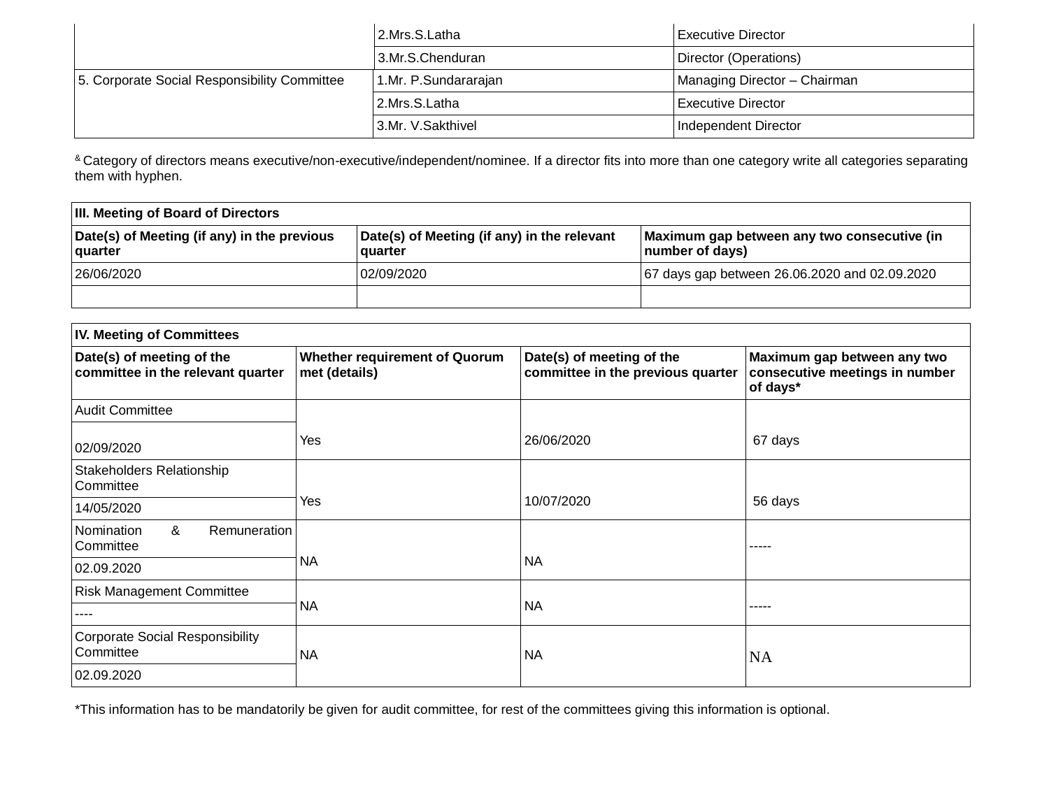| | | |
|---|---|---|
| | 2.Mrs.S.Latha | Executive Director |
| | 3.Mr.S.Chenduran | Director (Operations) |
| 5. Corporate Social Responsibility Committee | 1.Mr. P.Sundararajan | Managing Director – Chairman |
| | 2.Mrs.S.Latha | Executive Director |
| | 3.Mr. V.Sakthivel | Independent Director |

& Category of directors means executive/non-executive/independent/nominee. If a director fits into more than one category write all categories separating them with hyphen.

| **III. Meeting of Board of Directors** | | |
|---|---|---|
| **Date(s) of Meeting (if any) in the previous quarter** | **Date(s) of Meeting (if any) in the relevant quarter** | **Maximum gap between any two consecutive (in number of days)** |
| 26/06/2020 | 02/09/2020 | 67 days gap between 26.06.2020 and 02.09.2020 |
| | | |

| **IV. Meeting of Committees** | | | |
|---|---|---|---|
| **Date(s) of meeting of the committee in the relevant quarter** | **Whether requirement of Quorum met (details)** | **Date(s) of meeting of the committee in the previous quarter** | **Maximum gap between any two consecutive meetings in number of days*** |
| Audit Committee | | | |
| 02/09/2020 | Yes | 26/06/2020 | 67 days |
| Stakeholders Relationship Committee | | | |
| 14/05/2020 | Yes | 10/07/2020 | 56 days |
| Nomination & Remuneration Committee | | | |
| 02.09.2020 | NA | NA | ----- |
| Risk Management Committee | | | |
| ---- | NA | NA | ----- |
| Corporate Social Responsibility Committee | | | |
| 02.09.2020 | NA | NA | NA |

*This information has to be mandatorily be given for audit committee, for rest of the committees giving this information is optional.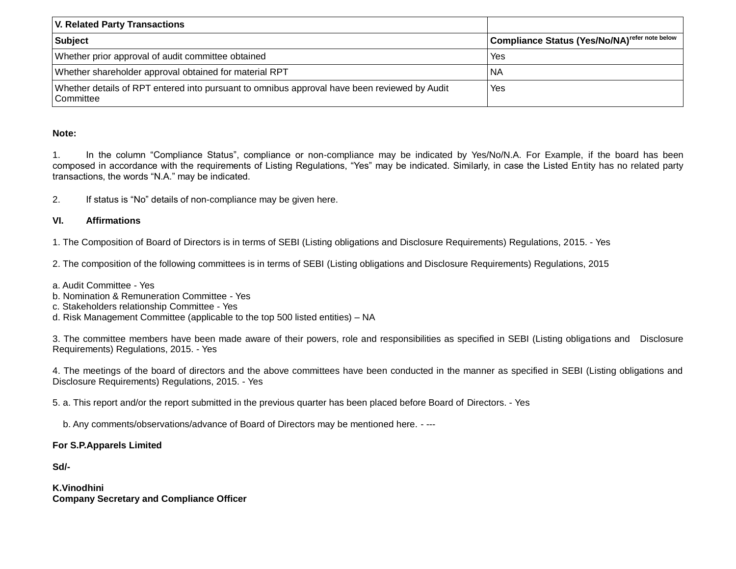| V. Related Party Transactions | |
|---|---|
| **Subject** | **Compliance Status (Yes/No/NA)** [refer note below] |
| Whether prior approval of audit committee obtained | Yes |
| Whether shareholder approval obtained for material RPT | NA |
| Whether details of RPT entered into pursuant to omnibus approval have been reviewed by Audit Committee | Yes |

**Note:**

1. In the column "Compliance Status", compliance or non-compliance may be indicated by Yes/No/N.A. For Example, if the board has been composed in accordance with the requirements of Listing Regulations, "Yes" may be indicated. Similarly, in case the Listed Entity has no related party transactions, the words "N.A." may be indicated.

2. If status is "No" details of non-compliance may be given here.

**VI. Affirmations**

1. The Composition of Board of Directors is in terms of SEBI (Listing obligations and Disclosure Requirements) Regulations, 2015. - Yes

2. The composition of the following committees is in terms of SEBI (Listing obligations and Disclosure Requirements) Regulations, 2015

a. Audit Committee - Yes
b. Nomination & Remuneration Committee - Yes
c. Stakeholders relationship Committee - Yes
d. Risk Management Committee (applicable to the top 500 listed entities) – NA

3. The committee members have been made aware of their powers, role and responsibilities as specified in SEBI (Listing obligations and Disclosure Requirements) Regulations, 2015. - Yes

4. The meetings of the board of directors and the above committees have been conducted in the manner as specified in SEBI (Listing obligations and Disclosure Requirements) Regulations, 2015. - Yes

5. a. This report and/or the report submitted in the previous quarter has been placed before Board of Directors. - Yes

b. Any comments/observations/advance of Board of Directors may be mentioned here. - ---

**For S.P.Apparels Limited**

**Sd/-**

**K.Vinodhini**
**Company Secretary and Compliance Officer**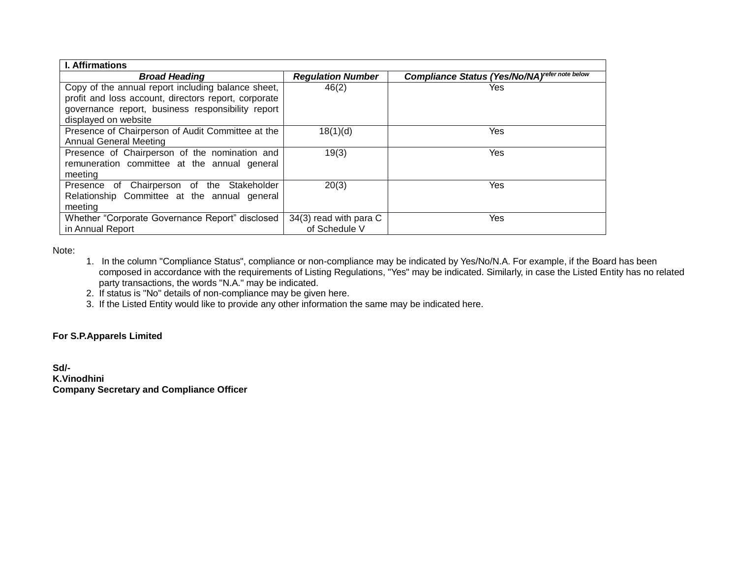| I. Affirmations | | |
|---|---|---|
| ***Broad Heading*** | ***Regulation Number*** | ***Compliance Status (Yes/No/NA)*** refer note below |
| Copy of the annual report including balance sheet, profit and loss account, directors report, corporate governance report, business responsibility report displayed on website | 46(2) | Yes |
| Presence of Chairperson of Audit Committee at the Annual General Meeting | 18(1)(d) | Yes |
| Presence of Chairperson of the nomination and remuneration committee at the annual general meeting | 19(3) | Yes |
| Presence of Chairperson of the Stakeholder Relationship Committee at the annual general meeting | 20(3) | Yes |
| Whether "Corporate Governance Report" disclosed in Annual Report | 34(3) read with para C of Schedule V | Yes |

Note:

1. In the column "Compliance Status", compliance or non-compliance may be indicated by Yes/No/N.A. For example, if the Board has been composed in accordance with the requirements of Listing Regulations, "Yes" may be indicated. Similarly, in case the Listed Entity has no related party transactions, the words "N.A." may be indicated.
2. If status is "No" details of non-compliance may be given here.
3. If the Listed Entity would like to provide any other information the same may be indicated here.

**For S.P.Apparels Limited**

**Sd/-**
**K.Vinodhini**
**Company Secretary and Compliance Officer**